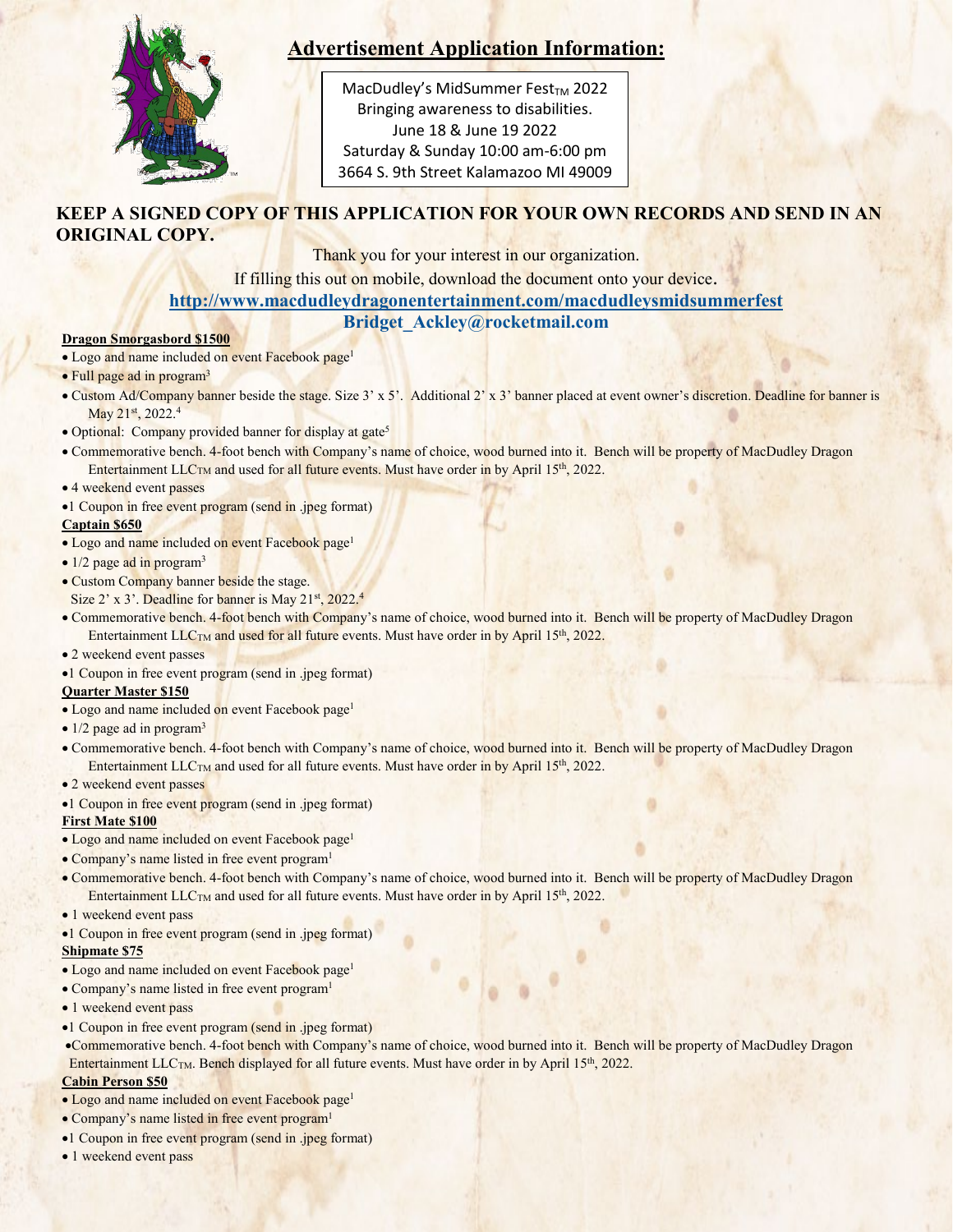# Advertisement Application Information:

MacDudley's MidSummer Fest™ 2022
Bringing awareness to disabilities.
June 18 & June 19 2022
Saturday & Sunday 10:00 am-6:00 pm
3664 S. 9th Street Kalamazoo MI 49009

**KEEP A SIGNED COPY OF THIS APPLICATION FOR YOUR OWN RECORDS AND SEND IN AN ORIGINAL COPY.**

Thank you for your interest in our organization.

If filling this out on mobile, download the document onto your device.

**http://www.macdudleydragonentertainment.com/macdudleysmidsummerfest**

**Bridget_Ackley@rocketmail.com**

**Dragon Smorgasbord $1500**

- Logo and name included on event Facebook page[1]
- Full page ad in program[3]
- Custom Ad/Company banner beside the stage. Size 3' x 5'. Additional 2' x 3' banner placed at event owner's discretion. Deadline for banner is May 21st, 2022.[4]
- Optional: Company provided banner for display at gate[5]
- Commemorative bench. 4-foot bench with Company's name of choice, wood burned into it. Bench will be property of MacDudley Dragon Entertainment LLC™ and used for all future events. Must have order in by April 15th, 2022.
- 4 weekend event passes
- 1 Coupon in free event program (send in .jpeg format)

**Captain $650**

- Logo and name included on event Facebook page[1]
- 1/2 page ad in program[3]
- Custom Company banner beside the stage. Size 2' x 3'. Deadline for banner is May 21st, 2022.[4]
- Commemorative bench. 4-foot bench with Company's name of choice, wood burned into it. Bench will be property of MacDudley Dragon Entertainment LLC™ and used for all future events. Must have order in by April 15th, 2022.
- 2 weekend event passes
- 1 Coupon in free event program (send in .jpeg format)

**Quarter Master $150**

- Logo and name included on event Facebook page[1]
- 1/2 page ad in program[3]
- Commemorative bench. 4-foot bench with Company's name of choice, wood burned into it. Bench will be property of MacDudley Dragon Entertainment LLC™ and used for all future events. Must have order in by April 15th, 2022.
- 2 weekend event passes
- 1 Coupon in free event program (send in .jpeg format)

**First Mate $100**

- Logo and name included on event Facebook page[1]
- Company's name listed in free event program[1]
- Commemorative bench. 4-foot bench with Company's name of choice, wood burned into it. Bench will be property of MacDudley Dragon Entertainment LLC™ and used for all future events. Must have order in by April 15th, 2022.
- 1 weekend event pass
- 1 Coupon in free event program (send in .jpeg format)

**Shipmate $75**

- Logo and name included on event Facebook page[1]
- Company's name listed in free event program[1]
- 1 weekend event pass
- 1 Coupon in free event program (send in .jpeg format)
- Commemorative bench. 4-foot bench with Company's name of choice, wood burned into it. Bench will be property of MacDudley Dragon Entertainment LLC™. Bench displayed for all future events. Must have order in by April 15th, 2022.

**Cabin Person $50**

- Logo and name included on event Facebook page[1]
- Company's name listed in free event program[1]
- 1 Coupon in free event program (send in .jpeg format)
- 1 weekend event pass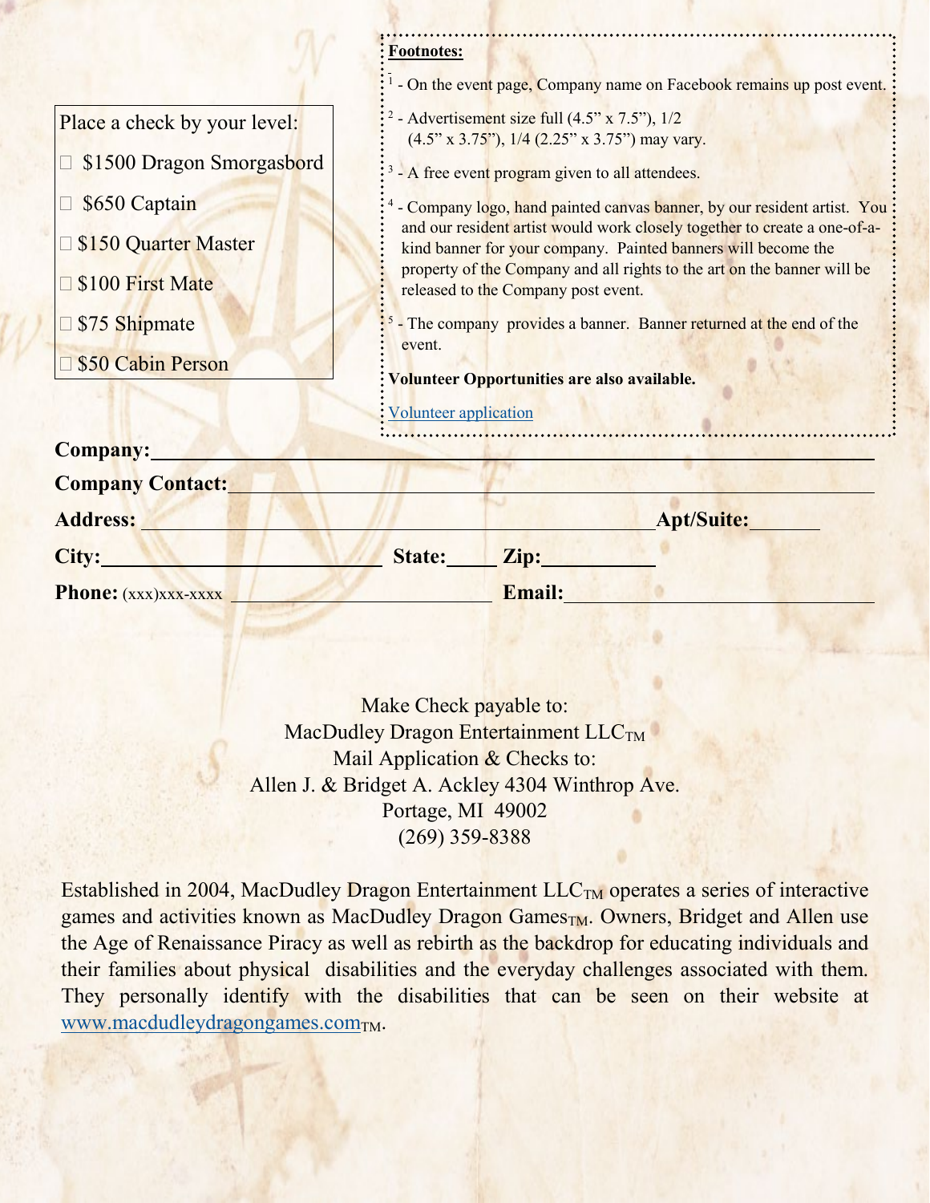Place a check by your level:

- ☐ $1500 Dragon Smorgasbord
- ☐ $650 Captain
- ☐ $150 Quarter Master
- ☐ $100 First Mate
- ☐ $75 Shipmate
- ☐ $50 Cabin Person

**Footnotes:**

[1] - On the event page, Company name on Facebook remains up post event.

[2] - Advertisement size full (4.5" x 7.5"), 1/2 (4.5" x 3.75"), 1/4 (2.25" x 3.75") may vary.

[3] - A free event program given to all attendees.

[4] - Company logo, hand painted canvas banner, by our resident artist. You and our resident artist would work closely together to create a one-of-a-kind banner for your company. Painted banners will become the property of the Company and all rights to the art on the banner will be released to the Company post event.

[5] - The company provides a banner. Banner returned at the end of the event.

**Volunteer Opportunities are also available.**

Volunteer application

**Company:** ______________________________

**Company Contact:** ______________________________

**Address:** ______________________________ **Apt/Suite:** ________

**City:** ______________________ **State:** _____ **Zip:** __________

**Phone:** (xxx)xxx-xxxx ______________________ **Email:** ______________________

Make Check payable to:
MacDudley Dragon Entertainment LLC$_{TM}$
Mail Application & Checks to:
Allen J. & Bridget A. Ackley 4304 Winthrop Ave.
Portage, MI 49002
(269) 359-8388

Established in 2004, MacDudley Dragon Entertainment LLC$_{TM}$ operates a series of interactive games and activities known as MacDudley Dragon Games$_{TM}$. Owners, Bridget and Allen use the Age of Renaissance Piracy as well as rebirth as the backdrop for educating individuals and their families about physical disabilities and the everyday challenges associated with them. They personally identify with the disabilities that can be seen on their website at www.macdudleydragongames.com$_{TM}$.